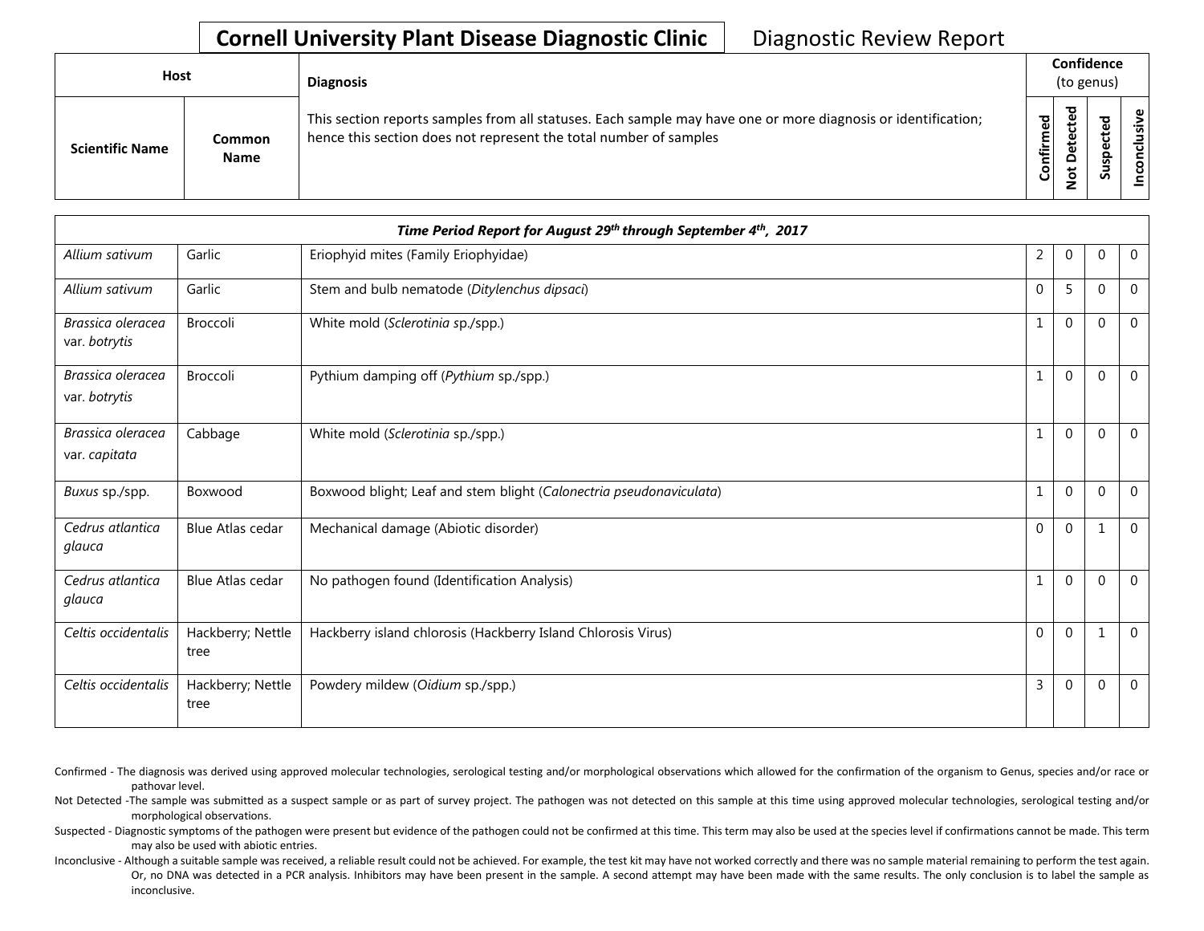# Cornell University Plant Disease Diagnostic Clinic

Diagnostic Review Report

| Host | | Diagnosis | Confidence (to genus) | | | |
|---|---|---|---|---|---|---|
| Scientific Name | Common Name | This section reports samples from all statuses. Each sample may have one or more diagnosis or identification; hence this section does not represent the total number of samples | Confirmed | Not Detected | Suspected | Inconclusive |
| *Time Period Report for August 29th through September 4th, 2017* | | | | | | |
| *Allium sativum* | Garlic | Eriophyid mites (Family Eriophyidae) | 2 | 0 | 0 | 0 |
| *Allium sativum* | Garlic | Stem and bulb nematode (*Ditylenchus dipsaci*) | 0 | 5 | 0 | 0 |
| *Brassica oleracea* var. *botrytis* | Broccoli | White mold (*Sclerotinia* sp./spp.) | 1 | 0 | 0 | 0 |
| *Brassica oleracea* var. *botrytis* | Broccoli | Pythium damping off (*Pythium* sp./spp.) | 1 | 0 | 0 | 0 |
| *Brassica oleracea* var. *capitata* | Cabbage | White mold (*Sclerotinia* sp./spp.) | 1 | 0 | 0 | 0 |
| *Buxus* sp./spp. | Boxwood | Boxwood blight; Leaf and stem blight (*Calonectria pseudonaviculata*) | 1 | 0 | 0 | 0 |
| *Cedrus atlantica glauca* | Blue Atlas cedar | Mechanical damage (Abiotic disorder) | 0 | 0 | 1 | 0 |
| *Cedrus atlantica glauca* | Blue Atlas cedar | No pathogen found (Identification Analysis) | 1 | 0 | 0 | 0 |
| *Celtis occidentalis* | Hackberry; Nettle tree | Hackberry island chlorosis (Hackberry Island Chlorosis Virus) | 0 | 0 | 1 | 0 |
| *Celtis occidentalis* | Hackberry; Nettle tree | Powdery mildew (*Oidium* sp./spp.) | 3 | 0 | 0 | 0 |

Confirmed - The diagnosis was derived using approved molecular technologies, serological testing and/or morphological observations which allowed for the confirmation of the organism to Genus, species and/or race or pathovar level.

Not Detected -The sample was submitted as a suspect sample or as part of survey project. The pathogen was not detected on this sample at this time using approved molecular technologies, serological testing and/or morphological observations.

Suspected - Diagnostic symptoms of the pathogen were present but evidence of the pathogen could not be confirmed at this time. This term may also be used at the species level if confirmations cannot be made. This term may also be used with abiotic entries.

Inconclusive - Although a suitable sample was received, a reliable result could not be achieved. For example, the test kit may have not worked correctly and there was no sample material remaining to perform the test again. Or, no DNA was detected in a PCR analysis. Inhibitors may have been present in the sample. A second attempt may have been made with the same results. The only conclusion is to label the sample as inconclusive.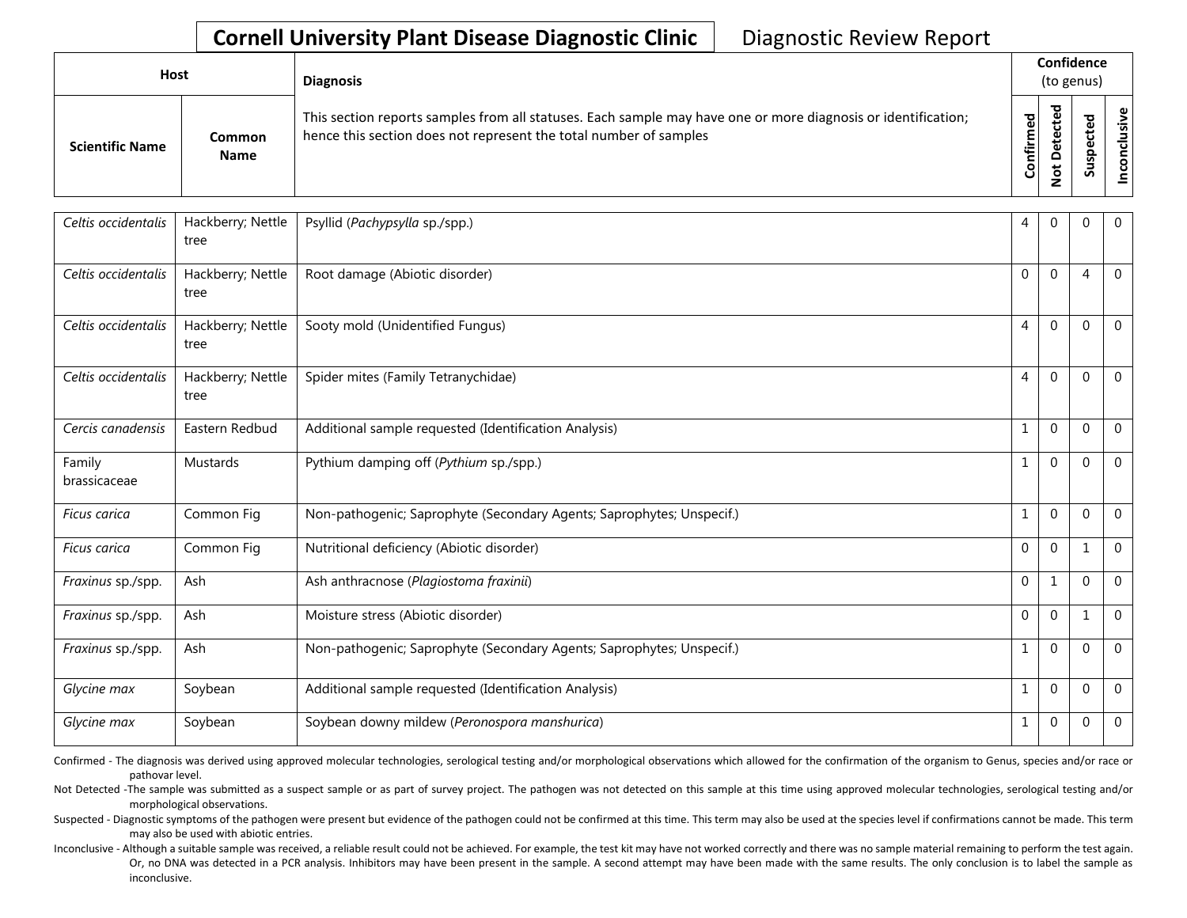# Cornell University Plant Disease Diagnostic Clinic

Diagnostic Review Report

| Host | | Diagnosis | Confidence (to genus) | | | |
|---|---|---|---|---|---|---|
| Scientific Name | Common Name | This section reports samples from all statuses. Each sample may have one or more diagnosis or identification; hence this section does not represent the total number of samples | Confirmed | Not Detected | Suspected | Inconclusive |
| *Celtis occidentalis* | Hackberry; Nettle tree | Psyllid (*Pachypsylla* sp./spp.) | 4 | 0 | 0 | 0 |
| *Celtis occidentalis* | Hackberry; Nettle tree | Root damage (Abiotic disorder) | 0 | 0 | 4 | 0 |
| *Celtis occidentalis* | Hackberry; Nettle tree | Sooty mold (Unidentified Fungus) | 4 | 0 | 0 | 0 |
| *Celtis occidentalis* | Hackberry; Nettle tree | Spider mites (Family Tetranychidae) | 4 | 0 | 0 | 0 |
| *Cercis canadensis* | Eastern Redbud | Additional sample requested (Identification Analysis) | 1 | 0 | 0 | 0 |
| Family brassicaceae | Mustards | Pythium damping off (*Pythium* sp./spp.) | 1 | 0 | 0 | 0 |
| *Ficus carica* | Common Fig | Non-pathogenic; Saprophyte (Secondary Agents; Saprophytes; Unspecif.) | 1 | 0 | 0 | 0 |
| *Ficus carica* | Common Fig | Nutritional deficiency (Abiotic disorder) | 0 | 0 | 1 | 0 |
| *Fraxinus* sp./spp. | Ash | Ash anthracnose (*Plagiostoma fraxinii*) | 0 | 1 | 0 | 0 |
| *Fraxinus* sp./spp. | Ash | Moisture stress (Abiotic disorder) | 0 | 0 | 1 | 0 |
| *Fraxinus* sp./spp. | Ash | Non-pathogenic; Saprophyte (Secondary Agents; Saprophytes; Unspecif.) | 1 | 0 | 0 | 0 |
| *Glycine max* | Soybean | Additional sample requested (Identification Analysis) | 1 | 0 | 0 | 0 |
| *Glycine max* | Soybean | Soybean downy mildew (*Peronospora manshurica*) | 1 | 0 | 0 | 0 |

Confirmed - The diagnosis was derived using approved molecular technologies, serological testing and/or morphological observations which allowed for the confirmation of the organism to Genus, species and/or race or pathovar level.

Not Detected -The sample was submitted as a suspect sample or as part of survey project. The pathogen was not detected on this sample at this time using approved molecular technologies, serological testing and/or morphological observations.

Suspected - Diagnostic symptoms of the pathogen were present but evidence of the pathogen could not be confirmed at this time. This term may also be used at the species level if confirmations cannot be made. This term may also be used with abiotic entries.

Inconclusive - Although a suitable sample was received, a reliable result could not be achieved. For example, the test kit may have not worked correctly and there was no sample material remaining to perform the test again. Or, no DNA was detected in a PCR analysis. Inhibitors may have been present in the sample. A second attempt may have been made with the same results. The only conclusion is to label the sample as inconclusive.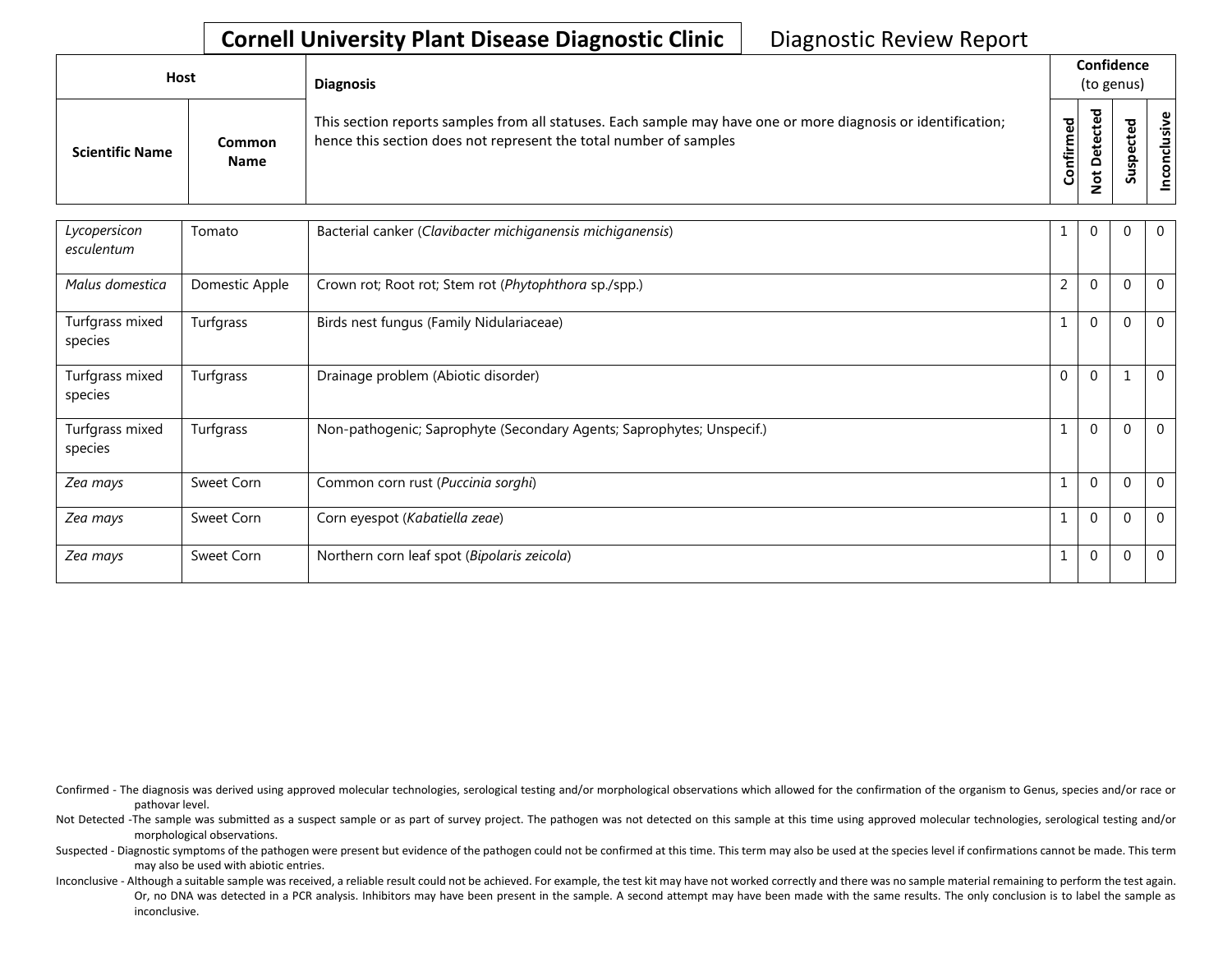# Cornell University Plant Disease Diagnostic Clinic

Diagnostic Review Report

| Host | | Diagnosis | Confidence (to genus) | | | |
|---|---|---|---|---|---|---|
| Scientific Name | Common Name | This section reports samples from all statuses. Each sample may have one or more diagnosis or identification; hence this section does not represent the total number of samples | Confirmed | Not Detected | Suspected | Inconclusive |
| *Lycopersicon esculentum* | Tomato | Bacterial canker (*Clavibacter michiganensis michiganensis*) | 1 | 0 | 0 | 0 |
| *Malus domestica* | Domestic Apple | Crown rot; Root rot; Stem rot (*Phytophthora* sp./spp.) | 2 | 0 | 0 | 0 |
| Turfgrass mixed species | Turfgrass | Birds nest fungus (Family Nidulariaceae) | 1 | 0 | 0 | 0 |
| Turfgrass mixed species | Turfgrass | Drainage problem (Abiotic disorder) | 0 | 0 | 1 | 0 |
| Turfgrass mixed species | Turfgrass | Non-pathogenic; Saprophyte (Secondary Agents; Saprophytes; Unspecif.) | 1 | 0 | 0 | 0 |
| *Zea mays* | Sweet Corn | Common corn rust (*Puccinia sorghi*) | 1 | 0 | 0 | 0 |
| *Zea mays* | Sweet Corn | Corn eyespot (*Kabatiella zeae*) | 1 | 0 | 0 | 0 |
| *Zea mays* | Sweet Corn | Northern corn leaf spot (*Bipolaris zeicola*) | 1 | 0 | 0 | 0 |

Confirmed - The diagnosis was derived using approved molecular technologies, serological testing and/or morphological observations which allowed for the confirmation of the organism to Genus, species and/or race or pathovar level.

Not Detected -The sample was submitted as a suspect sample or as part of survey project. The pathogen was not detected on this sample at this time using approved molecular technologies, serological testing and/or morphological observations.

Suspected - Diagnostic symptoms of the pathogen were present but evidence of the pathogen could not be confirmed at this time. This term may also be used at the species level if confirmations cannot be made. This term may also be used with abiotic entries.

Inconclusive - Although a suitable sample was received, a reliable result could not be achieved. For example, the test kit may have not worked correctly and there was no sample material remaining to perform the test again. Or, no DNA was detected in a PCR analysis. Inhibitors may have been present in the sample. A second attempt may have been made with the same results. The only conclusion is to label the sample as inconclusive.